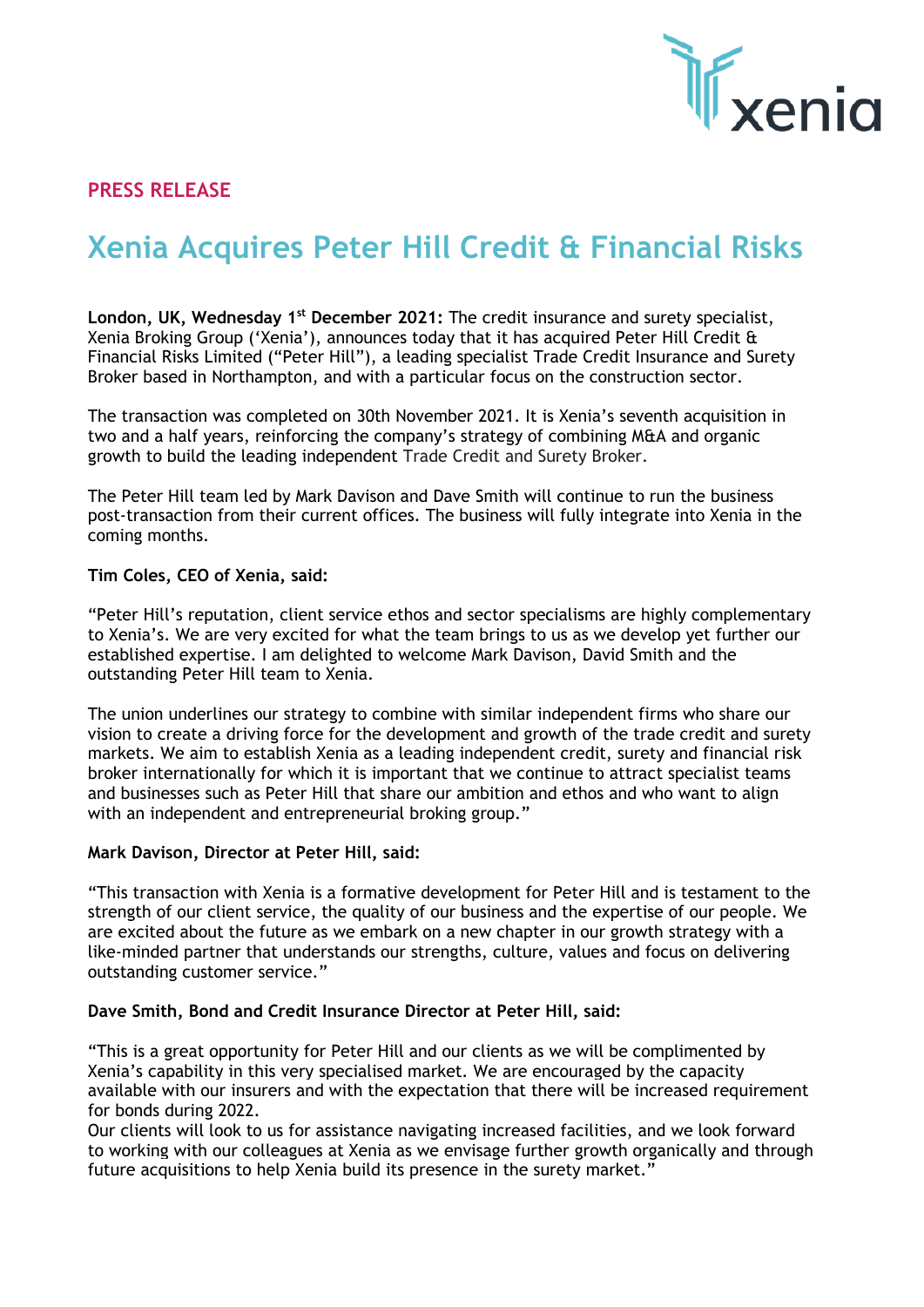PRESS RELEASE

# Xenia Acquires Peter Hill Credit & Financial Risks

**London, UK, Wednesday 1st December 2021:** The credit insurance and surety specialist, Xenia Broking Group ('Xenia'), announces today that it has acquired Peter Hill Credit & Financial Risks Limited ("Peter Hill"), a leading specialist Trade Credit Insurance and Surety Broker based in Northampton, and with a particular focus on the construction sector.

The transaction was completed on 30th November 2021. It is Xenia's seventh acquisition in two and a half years, reinforcing the company's strategy of combining M&A and organic growth to build the leading independent Trade Credit and Surety Broker.

The Peter Hill team led by Mark Davison and Dave Smith will continue to run the business post-transaction from their current offices. The business will fully integrate into Xenia in the coming months.

**Tim Coles, CEO of Xenia, said:**

"Peter Hill's reputation, client service ethos and sector specialisms are highly complementary to Xenia's. We are very excited for what the team brings to us as we develop yet further our established expertise. I am delighted to welcome Mark Davison, David Smith and the outstanding Peter Hill team to Xenia.

The union underlines our strategy to combine with similar independent firms who share our vision to create a driving force for the development and growth of the trade credit and surety markets. We aim to establish Xenia as a leading independent credit, surety and financial risk broker internationally for which it is important that we continue to attract specialist teams and businesses such as Peter Hill that share our ambition and ethos and who want to align with an independent and entrepreneurial broking group."

**Mark Davison, Director at Peter Hill, said:**

"This transaction with Xenia is a formative development for Peter Hill and is testament to the strength of our client service, the quality of our business and the expertise of our people. We are excited about the future as we embark on a new chapter in our growth strategy with a like-minded partner that understands our strengths, culture, values and focus on delivering outstanding customer service."

**Dave Smith, Bond and Credit Insurance Director at Peter Hill, said:**

"This is a great opportunity for Peter Hill and our clients as we will be complimented by Xenia's capability in this very specialised market. We are encouraged by the capacity available with our insurers and with the expectation that there will be increased requirement for bonds during 2022.
Our clients will look to us for assistance navigating increased facilities, and we look forward to working with our colleagues at Xenia as we envisage further growth organically and through future acquisitions to help Xenia build its presence in the surety market."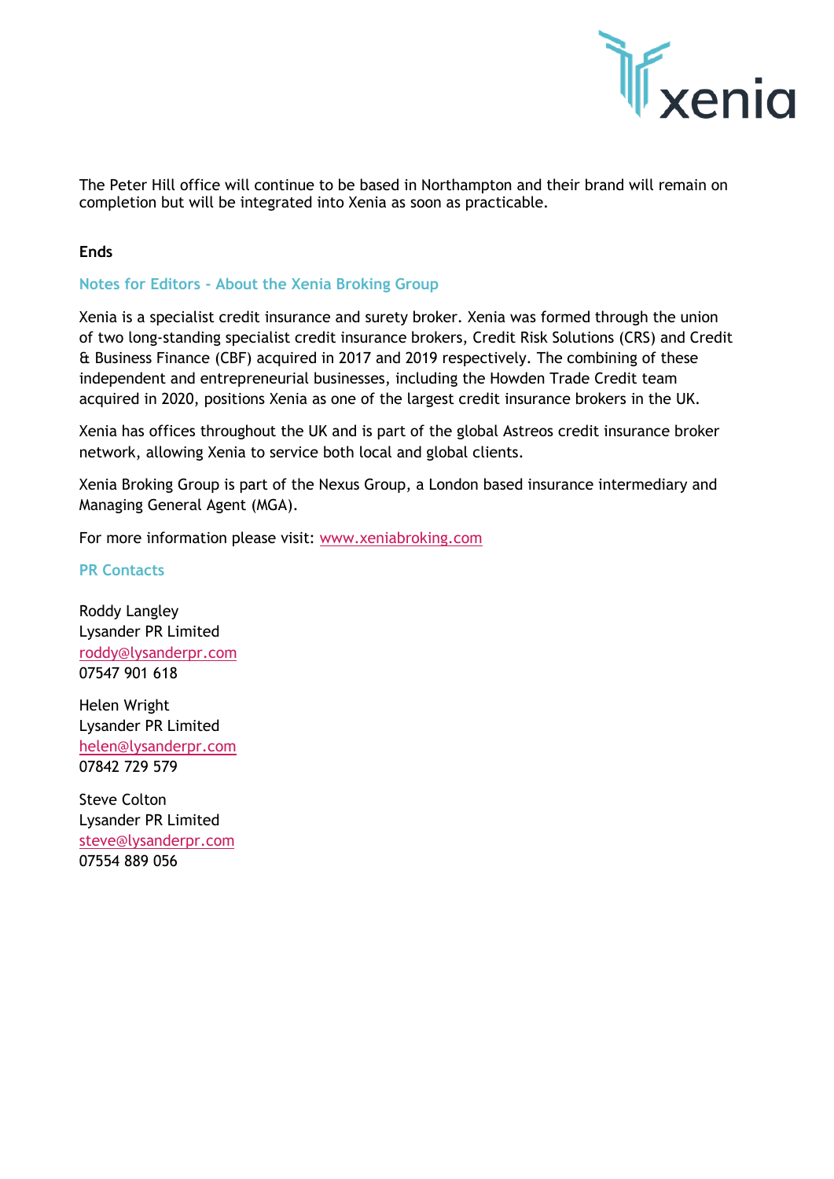The Peter Hill office will continue to be based in Northampton and their brand will remain on completion but will be integrated into Xenia as soon as practicable.

**Ends**

## Notes for Editors - About the Xenia Broking Group

Xenia is a specialist credit insurance and surety broker. Xenia was formed through the union of two long-standing specialist credit insurance brokers, Credit Risk Solutions (CRS) and Credit & Business Finance (CBF) acquired in 2017 and 2019 respectively. The combining of these independent and entrepreneurial businesses, including the Howden Trade Credit team acquired in 2020, positions Xenia as one of the largest credit insurance brokers in the UK.

Xenia has offices throughout the UK and is part of the global Astreos credit insurance broker network, allowing Xenia to service both local and global clients.

Xenia Broking Group is part of the Nexus Group, a London based insurance intermediary and Managing General Agent (MGA).

For more information please visit: www.xeniabroking.com

## PR Contacts

Roddy Langley  
Lysander PR Limited  
roddy@lysanderpr.com  
07547 901 618

Helen Wright  
Lysander PR Limited  
helen@lysanderpr.com  
07842 729 579

Steve Colton  
Lysander PR Limited  
steve@lysanderpr.com  
07554 889 056